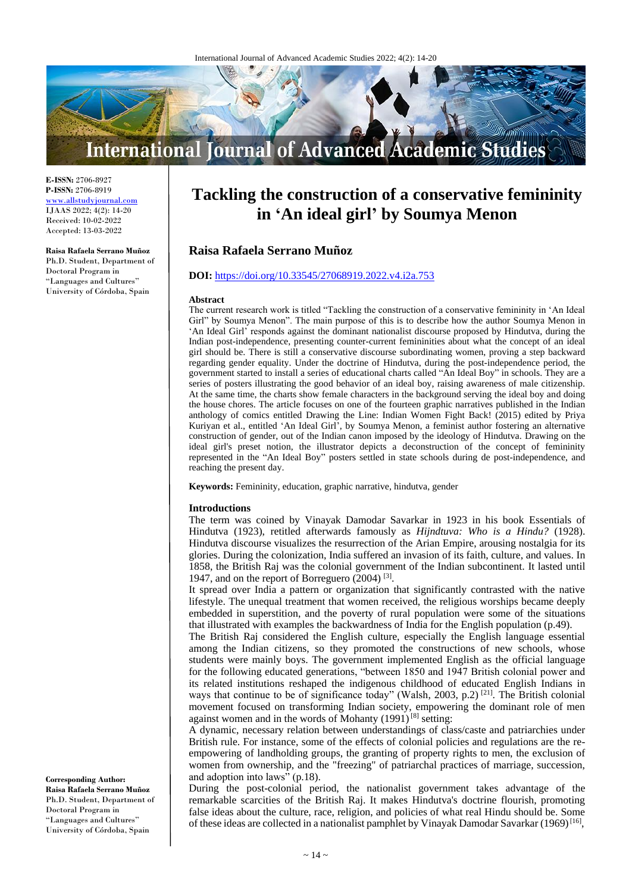E-ISSN: 2706-8927
P-ISSN: 2706-8919
www.allstudyjournal.com
IJAAS 2022; 4(2): 14-20
Received: 10-02-2022
Accepted: 13-03-2022

**Raisa Rafaela Serrano Muñoz**
Ph.D. Student, Department of Doctoral Program in "Languages and Cultures" University of Córdoba, Spain

**Corresponding Author:**
**Raisa Rafaela Serrano Muñoz**
Ph.D. Student, Department of Doctoral Program in "Languages and Cultures" University of Córdoba, Spain

# Tackling the construction of a conservative femininity in 'An ideal girl' by Soumya Menon

## Raisa Rafaela Serrano Muñoz

**DOI:** https://doi.org/10.33545/27068919.2022.v4.i2a.753

### Abstract

The current research work is titled "Tackling the construction of a conservative femininity in 'An Ideal Girl" by Soumya Menon". The main purpose of this is to describe how the author Soumya Menon in 'An Ideal Girl' responds against the dominant nationalist discourse proposed by Hindutva, during the Indian post-independence, presenting counter-current femininities about what the concept of an ideal girl should be. There is still a conservative discourse subordinating women, proving a step backward regarding gender equality. Under the doctrine of Hindutva, during the post-independence period, the government started to install a series of educational charts called "An Ideal Boy" in schools. They are a series of posters illustrating the good behavior of an ideal boy, raising awareness of male citizenship. At the same time, the charts show female characters in the background serving the ideal boy and doing the house chores. The article focuses on one of the fourteen graphic narratives published in the Indian anthology of comics entitled Drawing the Line: Indian Women Fight Back! (2015) edited by Priya Kuriyan et al., entitled 'An Ideal Girl', by Soumya Menon, a feminist author fostering an alternative construction of gender, out of the Indian canon imposed by the ideology of Hindutva. Drawing on the ideal girl's preset notion, the illustrator depicts a deconstruction of the concept of femininity represented in the "An Ideal Boy" posters settled in state schools during de post-independence, and reaching the present day.

**Keywords:** Femininity, education, graphic narrative, hindutva, gender

### Introductions

The term was coined by Vinayak Damodar Savarkar in 1923 in his book Essentials of Hindutva (1923), retitled afterwards famously as *Hijndtuva: Who is a Hindu?* (1928). Hindutva discourse visualizes the resurrection of the Arian Empire, arousing nostalgia for its glories. During the colonization, India suffered an invasion of its faith, culture, and values. In 1858, the British Raj was the colonial government of the Indian subcontinent. It lasted until 1947, and on the report of Borreguero (2004) [3].

It spread over India a pattern or organization that significantly contrasted with the native lifestyle. The unequal treatment that women received, the religious worships became deeply embedded in superstition, and the poverty of rural population were some of the situations that illustrated with examples the backwardness of India for the English population (p.49).

The British Raj considered the English culture, especially the English language essential among the Indian citizens, so they promoted the constructions of new schools, whose students were mainly boys. The government implemented English as the official language for the following educated generations, "between 1850 and 1947 British colonial power and its related institutions reshaped the indigenous childhood of educated English Indians in ways that continue to be of significance today" (Walsh, 2003, p.2) [21]. The British colonial movement focused on transforming Indian society, empowering the dominant role of men against women and in the words of Mohanty (1991) [8] setting:

A dynamic, necessary relation between understandings of class/caste and patriarchies under British rule. For instance, some of the effects of colonial policies and regulations are the re-empowering of landholding groups, the granting of property rights to men, the exclusion of women from ownership, and the "freezing" of patriarchal practices of marriage, succession, and adoption into laws" (p.18).

During the post-colonial period, the nationalist government takes advantage of the remarkable scarcities of the British Raj. It makes Hindutva's doctrine flourish, promoting false ideas about the culture, race, religion, and policies of what real Hindu should be. Some of these ideas are collected in a nationalist pamphlet by Vinayak Damodar Savarkar (1969) [16],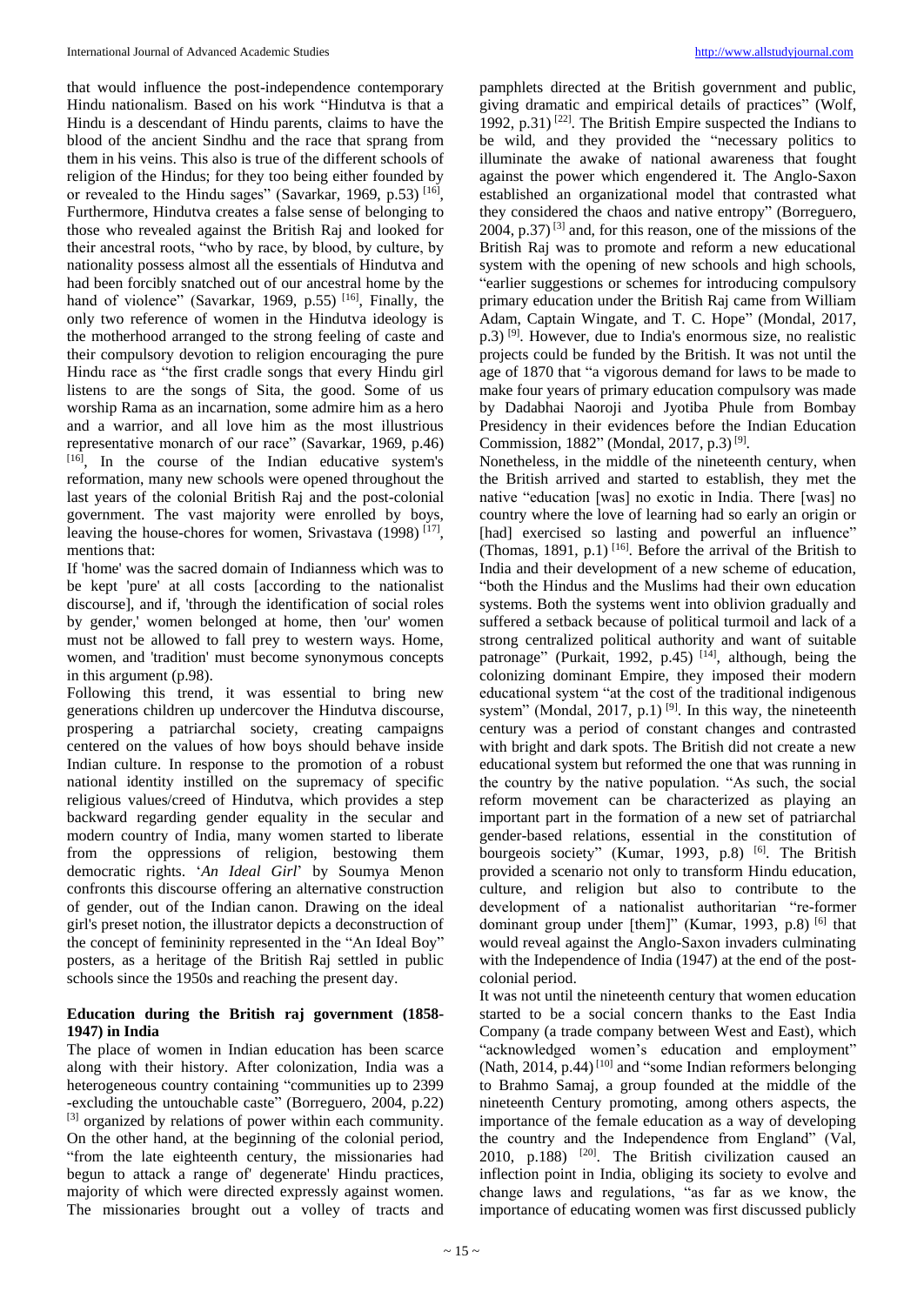that would influence the post-independence contemporary Hindu nationalism. Based on his work "Hindutva is that a Hindu is a descendant of Hindu parents, claims to have the blood of the ancient Sindhu and the race that sprang from them in his veins. This also is true of the different schools of religion of the Hindus; for they too being either founded by or revealed to the Hindu sages" (Savarkar, 1969, p.53) [16], Furthermore, Hindutva creates a false sense of belonging to those who revealed against the British Raj and looked for their ancestral roots, "who by race, by blood, by culture, by nationality possess almost all the essentials of Hindutva and had been forcibly snatched out of our ancestral home by the hand of violence" (Savarkar, 1969, p.55) [16], Finally, the only two reference of women in the Hindutva ideology is the motherhood arranged to the strong feeling of caste and their compulsory devotion to religion encouraging the pure Hindu race as "the first cradle songs that every Hindu girl listens to are the songs of Sita, the good. Some of us worship Rama as an incarnation, some admire him as a hero and a warrior, and all love him as the most illustrious representative monarch of our race" (Savarkar, 1969, p.46) [16], In the course of the Indian educative system's reformation, many new schools were opened throughout the last years of the colonial British Raj and the post-colonial government. The vast majority were enrolled by boys, leaving the house-chores for women, Srivastava (1998) [17], mentions that:

If 'home' was the sacred domain of Indianness which was to be kept 'pure' at all costs [according to the nationalist discourse], and if, 'through the identification of social roles by gender,' women belonged at home, then 'our' women must not be allowed to fall prey to western ways. Home, women, and 'tradition' must become synonymous concepts in this argument (p.98).

Following this trend, it was essential to bring new generations children up undercover the Hindutva discourse, prospering a patriarchal society, creating campaigns centered on the values of how boys should behave inside Indian culture. In response to the promotion of a robust national identity instilled on the supremacy of specific religious values/creed of Hindutva, which provides a step backward regarding gender equality in the secular and modern country of India, many women started to liberate from the oppressions of religion, bestowing them democratic rights. '*An Ideal Girl*' by Soumya Menon confronts this discourse offering an alternative construction of gender, out of the Indian canon. Drawing on the ideal girl's preset notion, the illustrator depicts a deconstruction of the concept of femininity represented in the "An Ideal Boy" posters, as a heritage of the British Raj settled in public schools since the 1950s and reaching the present day.

## Education during the British raj government (1858-1947) in India

The place of women in Indian education has been scarce along with their history. After colonization, India was a heterogeneous country containing "communities up to 2399 -excluding the untouchable caste" (Borreguero, 2004, p.22) [3] organized by relations of power within each community. On the other hand, at the beginning of the colonial period, "from the late eighteenth century, the missionaries had begun to attack a range of' degenerate' Hindu practices, majority of which were directed expressly against women. The missionaries brought out a volley of tracts and pamphlets directed at the British government and public, giving dramatic and empirical details of practices" (Wolf, 1992, p.31) [22]. The British Empire suspected the Indians to be wild, and they provided the "necessary politics to illuminate the awake of national awareness that fought against the power which engendered it. The Anglo-Saxon established an organizational model that contrasted what they considered the chaos and native entropy" (Borreguero, 2004, p.37) [3] and, for this reason, one of the missions of the British Raj was to promote and reform a new educational system with the opening of new schools and high schools, "earlier suggestions or schemes for introducing compulsory primary education under the British Raj came from William Adam, Captain Wingate, and T. C. Hope" (Mondal, 2017, p.3) [9]. However, due to India's enormous size, no realistic projects could be funded by the British. It was not until the age of 1870 that "a vigorous demand for laws to be made to make four years of primary education compulsory was made by Dadabhai Naoroji and Jyotiba Phule from Bombay Presidency in their evidences before the Indian Education Commission, 1882" (Mondal, 2017, p.3) [9].

Nonetheless, in the middle of the nineteenth century, when the British arrived and started to establish, they met the native "education [was] no exotic in India. There [was] no country where the love of learning had so early an origin or [had] exercised so lasting and powerful an influence" (Thomas, 1891, p.1) [16]. Before the arrival of the British to India and their development of a new scheme of education, "both the Hindus and the Muslims had their own education systems. Both the systems went into oblivion gradually and suffered a setback because of political turmoil and lack of a strong centralized political authority and want of suitable patronage" (Purkait, 1992, p.45) [14], although, being the colonizing dominant Empire, they imposed their modern educational system "at the cost of the traditional indigenous system" (Mondal, 2017, p.1) [9]. In this way, the nineteenth century was a period of constant changes and contrasted with bright and dark spots. The British did not create a new educational system but reformed the one that was running in the country by the native population. "As such, the social reform movement can be characterized as playing an important part in the formation of a new set of patriarchal gender-based relations, essential in the constitution of bourgeois society" (Kumar, 1993, p.8) [6]. The British provided a scenario not only to transform Hindu education, culture, and religion but also to contribute to the development of a nationalist authoritarian "re-former dominant group under [them]" (Kumar, 1993, p.8) [6] that would reveal against the Anglo-Saxon invaders culminating with the Independence of India (1947) at the end of the post-colonial period.

It was not until the nineteenth century that women education started to be a social concern thanks to the East India Company (a trade company between West and East), which "acknowledged women's education and employment" (Nath, 2014, p.44) [10] and "some Indian reformers belonging to Brahmo Samaj, a group founded at the middle of the nineteenth Century promoting, among others aspects, the importance of the female education as a way of developing the country and the Independence from England" (Val, 2010, p.188) [20]. The British civilization caused an inflection point in India, obliging its society to evolve and change laws and regulations, "as far as we know, the importance of educating women was first discussed publicly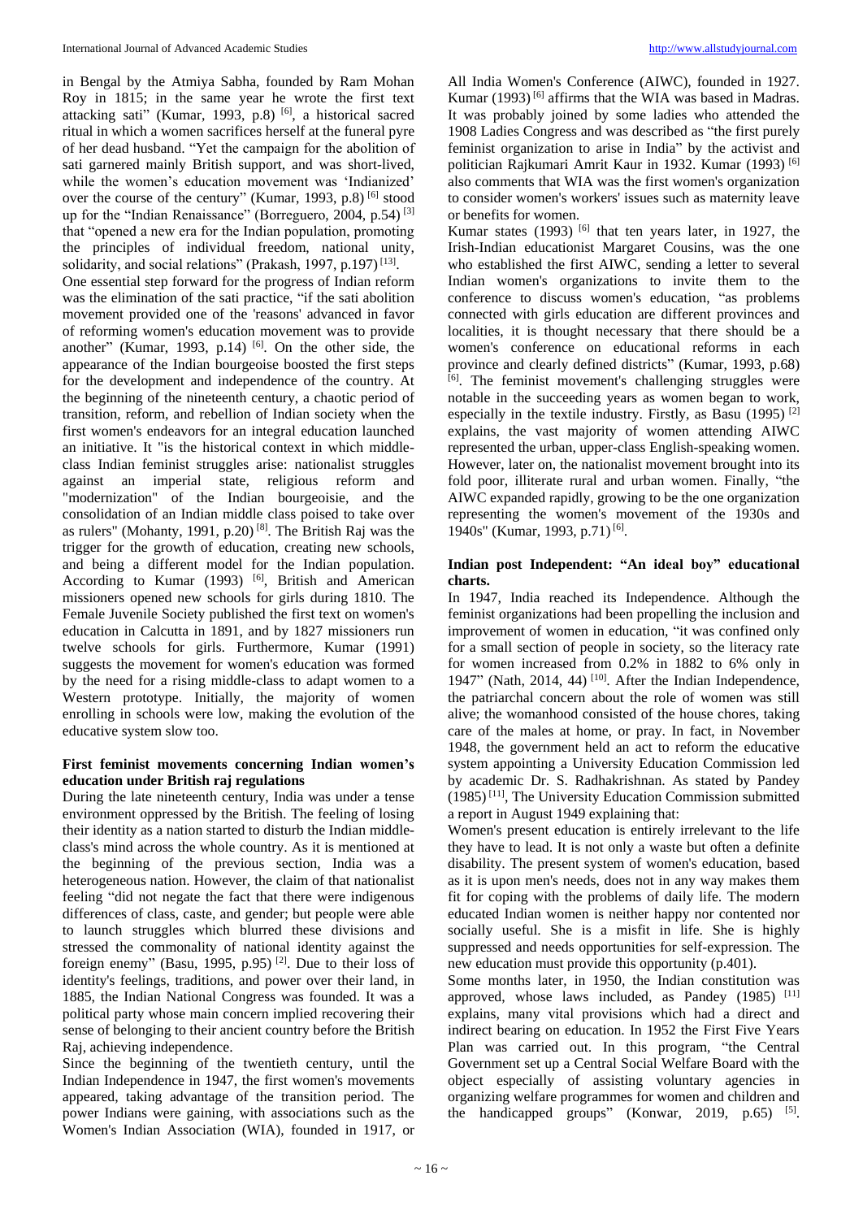in Bengal by the Atmiya Sabha, founded by Ram Mohan Roy in 1815; in the same year he wrote the first text attacking sati" (Kumar, 1993, p.8) [6], a historical sacred ritual in which a women sacrifices herself at the funeral pyre of her dead husband. "Yet the campaign for the abolition of sati garnered mainly British support, and was short-lived, while the women's education movement was 'Indianized' over the course of the century" (Kumar, 1993, p.8) [6] stood up for the "Indian Renaissance" (Borreguero, 2004, p.54) [3] that "opened a new era for the Indian population, promoting the principles of individual freedom, national unity, solidarity, and social relations" (Prakash, 1997, p.197) [13].

One essential step forward for the progress of Indian reform was the elimination of the sati practice, "if the sati abolition movement provided one of the 'reasons' advanced in favor of reforming women's education movement was to provide another" (Kumar, 1993, p.14) [6]. On the other side, the appearance of the Indian bourgeoise boosted the first steps for the development and independence of the country. At the beginning of the nineteenth century, a chaotic period of transition, reform, and rebellion of Indian society when the first women's endeavors for an integral education launched an initiative. It "is the historical context in which middle-class Indian feminist struggles arise: nationalist struggles against an imperial state, religious reform and "modernization" of the Indian bourgeoisie, and the consolidation of an Indian middle class poised to take over as rulers" (Mohanty, 1991, p.20) [8]. The British Raj was the trigger for the growth of education, creating new schools, and being a different model for the Indian population. According to Kumar (1993) [6], British and American missioners opened new schools for girls during 1810. The Female Juvenile Society published the first text on women's education in Calcutta in 1891, and by 1827 missioners run twelve schools for girls. Furthermore, Kumar (1991) suggests the movement for women's education was formed by the need for a rising middle-class to adapt women to a Western prototype. Initially, the majority of women enrolling in schools were low, making the evolution of the educative system slow too.

### First feminist movements concerning Indian women's education under British raj regulations

During the late nineteenth century, India was under a tense environment oppressed by the British. The feeling of losing their identity as a nation started to disturb the Indian middle-class's mind across the whole country. As it is mentioned at the beginning of the previous section, India was a heterogeneous nation. However, the claim of that nationalist feeling "did not negate the fact that there were indigenous differences of class, caste, and gender; but people were able to launch struggles which blurred these divisions and stressed the commonality of national identity against the foreign enemy" (Basu, 1995, p.95) [2]. Due to their loss of identity's feelings, traditions, and power over their land, in 1885, the Indian National Congress was founded. It was a political party whose main concern implied recovering their sense of belonging to their ancient country before the British Raj, achieving independence.

Since the beginning of the twentieth century, until the Indian Independence in 1947, the first women's movements appeared, taking advantage of the transition period. The power Indians were gaining, with associations such as the Women's Indian Association (WIA), founded in 1917, or All India Women's Conference (AIWC), founded in 1927. Kumar (1993) [6] affirms that the WIA was based in Madras. It was probably joined by some ladies who attended the 1908 Ladies Congress and was described as "the first purely feminist organization to arise in India" by the activist and politician Rajkumari Amrit Kaur in 1932. Kumar (1993) [6] also comments that WIA was the first women's organization to consider women's workers' issues such as maternity leave or benefits for women.

Kumar states (1993) [6] that ten years later, in 1927, the Irish-Indian educationist Margaret Cousins, was the one who established the first AIWC, sending a letter to several Indian women's organizations to invite them to the conference to discuss women's education, "as problems connected with girls education are different provinces and localities, it is thought necessary that there should be a women's conference on educational reforms in each province and clearly defined districts" (Kumar, 1993, p.68) [6]. The feminist movement's challenging struggles were notable in the succeeding years as women began to work, especially in the textile industry. Firstly, as Basu (1995) [2] explains, the vast majority of women attending AIWC represented the urban, upper-class English-speaking women. However, later on, the nationalist movement brought into its fold poor, illiterate rural and urban women. Finally, "the AIWC expanded rapidly, growing to be the one organization representing the women's movement of the 1930s and 1940s" (Kumar, 1993, p.71) [6].

### Indian post Independent: "An ideal boy" educational charts.

In 1947, India reached its Independence. Although the feminist organizations had been propelling the inclusion and improvement of women in education, "it was confined only for a small section of people in society, so the literacy rate for women increased from 0.2% in 1882 to 6% only in 1947" (Nath, 2014, 44) [10]. After the Indian Independence, the patriarchal concern about the role of women was still alive; the womanhood consisted of the house chores, taking care of the males at home, or pray. In fact, in November 1948, the government held an act to reform the educative system appointing a University Education Commission led by academic Dr. S. Radhakrishnan. As stated by Pandey (1985) [11], The University Education Commission submitted a report in August 1949 explaining that:

Women's present education is entirely irrelevant to the life they have to lead. It is not only a waste but often a definite disability. The present system of women's education, based as it is upon men's needs, does not in any way makes them fit for coping with the problems of daily life. The modern educated Indian women is neither happy nor contented nor socially useful. She is a misfit in life. She is highly suppressed and needs opportunities for self-expression. The new education must provide this opportunity (p.401).

Some months later, in 1950, the Indian constitution was approved, whose laws included, as Pandey (1985) [11] explains, many vital provisions which had a direct and indirect bearing on education. In 1952 the First Five Years Plan was carried out. In this program, "the Central Government set up a Central Social Welfare Board with the object especially of assisting voluntary agencies in organizing welfare programmes for women and children and the handicapped groups" (Konwar, 2019, p.65) [5].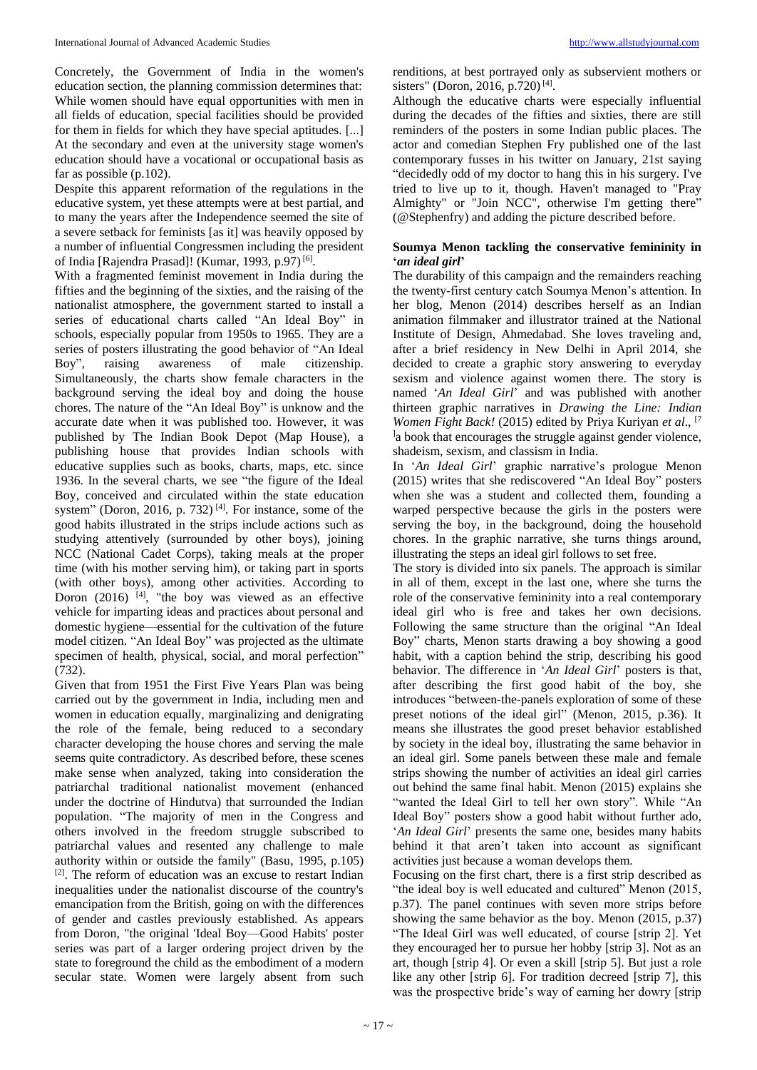Concretely, the Government of India in the women's education section, the planning commission determines that: While women should have equal opportunities with men in all fields of education, special facilities should be provided for them in fields for which they have special aptitudes. [...] At the secondary and even at the university stage women's education should have a vocational or occupational basis as far as possible (p.102).

Despite this apparent reformation of the regulations in the educative system, yet these attempts were at best partial, and to many the years after the Independence seemed the site of a severe setback for feminists [as it] was heavily opposed by a number of influential Congressmen including the president of India [Rajendra Prasad]! (Kumar, 1993, p.97) [6].

With a fragmented feminist movement in India during the fifties and the beginning of the sixties, and the raising of the nationalist atmosphere, the government started to install a series of educational charts called "An Ideal Boy" in schools, especially popular from 1950s to 1965. They are a series of posters illustrating the good behavior of "An Ideal Boy", raising awareness of male citizenship. Simultaneously, the charts show female characters in the background serving the ideal boy and doing the house chores. The nature of the "An Ideal Boy" is unknow and the accurate date when it was published too. However, it was published by The Indian Book Depot (Map House), a publishing house that provides Indian schools with educative supplies such as books, charts, maps, etc. since 1936. In the several charts, we see "the figure of the Ideal Boy, conceived and circulated within the state education system" (Doron, 2016, p. 732) [4]. For instance, some of the good habits illustrated in the strips include actions such as studying attentively (surrounded by other boys), joining NCC (National Cadet Corps), taking meals at the proper time (with his mother serving him), or taking part in sports (with other boys), among other activities. According to Doron (2016) [4], "the boy was viewed as an effective vehicle for imparting ideas and practices about personal and domestic hygiene—essential for the cultivation of the future model citizen. "An Ideal Boy" was projected as the ultimate specimen of health, physical, social, and moral perfection" (732).

Given that from 1951 the First Five Years Plan was being carried out by the government in India, including men and women in education equally, marginalizing and denigrating the role of the female, being reduced to a secondary character developing the house chores and serving the male seems quite contradictory. As described before, these scenes make sense when analyzed, taking into consideration the patriarchal traditional nationalist movement (enhanced under the doctrine of Hindutva) that surrounded the Indian population. "The majority of men in the Congress and others involved in the freedom struggle subscribed to patriarchal values and resented any challenge to male authority within or outside the family" (Basu, 1995, p.105) [2]. The reform of education was an excuse to restart Indian inequalities under the nationalist discourse of the country's emancipation from the British, going on with the differences of gender and castles previously established. As appears from Doron, "the original 'Ideal Boy—Good Habits' poster series was part of a larger ordering project driven by the state to foreground the child as the embodiment of a modern secular state. Women were largely absent from such renditions, at best portrayed only as subservient mothers or sisters" (Doron, 2016, p.720) [4].

Although the educative charts were especially influential during the decades of the fifties and sixties, there are still reminders of the posters in some Indian public places. The actor and comedian Stephen Fry published one of the last contemporary fusses in his twitter on January, 21st saying "decidedly odd of my doctor to hang this in his surgery. I've tried to live up to it, though. Haven't managed to "Pray Almighty" or "Join NCC", otherwise I'm getting there" (@Stephenfry) and adding the picture described before.

## Soumya Menon tackling the conservative femininity in '*an ideal girl*'

The durability of this campaign and the remainders reaching the twenty-first century catch Soumya Menon's attention. In her blog, Menon (2014) describes herself as an Indian animation filmmaker and illustrator trained at the National Institute of Design, Ahmedabad. She loves traveling and, after a brief residency in New Delhi in April 2014, she decided to create a graphic story answering to everyday sexism and violence against women there. The story is named '*An Ideal Girl*' and was published with another thirteen graphic narratives in *Drawing the Line: Indian Women Fight Back!* (2015) edited by Priya Kuriyan *et al*., [7] a book that encourages the struggle against gender violence, shadeism, sexism, and classism in India.

In '*An Ideal Girl*' graphic narrative's prologue Menon (2015) writes that she rediscovered "An Ideal Boy" posters when she was a student and collected them, founding a warped perspective because the girls in the posters were serving the boy, in the background, doing the household chores. In the graphic narrative, she turns things around, illustrating the steps an ideal girl follows to set free.

The story is divided into six panels. The approach is similar in all of them, except in the last one, where she turns the role of the conservative femininity into a real contemporary ideal girl who is free and takes her own decisions. Following the same structure than the original "An Ideal Boy" charts, Menon starts drawing a boy showing a good habit, with a caption behind the strip, describing his good behavior. The difference in '*An Ideal Girl*' posters is that, after describing the first good habit of the boy, she introduces "between-the-panels exploration of some of these preset notions of the ideal girl" (Menon, 2015, p.36). It means she illustrates the good preset behavior established by society in the ideal boy, illustrating the same behavior in an ideal girl. Some panels between these male and female strips showing the number of activities an ideal girl carries out behind the same final habit. Menon (2015) explains she "wanted the Ideal Girl to tell her own story". While "An Ideal Boy" posters show a good habit without further ado, '*An Ideal Girl*' presents the same one, besides many habits behind it that aren't taken into account as significant activities just because a woman develops them.

Focusing on the first chart, there is a first strip described as "the ideal boy is well educated and cultured" Menon (2015, p.37). The panel continues with seven more strips before showing the same behavior as the boy. Menon (2015, p.37) "The Ideal Girl was well educated, of course [strip 2]. Yet they encouraged her to pursue her hobby [strip 3]. Not as an art, though [strip 4]. Or even a skill [strip 5]. But just a role like any other [strip 6]. For tradition decreed [strip 7], this was the prospective bride's way of earning her dowry [strip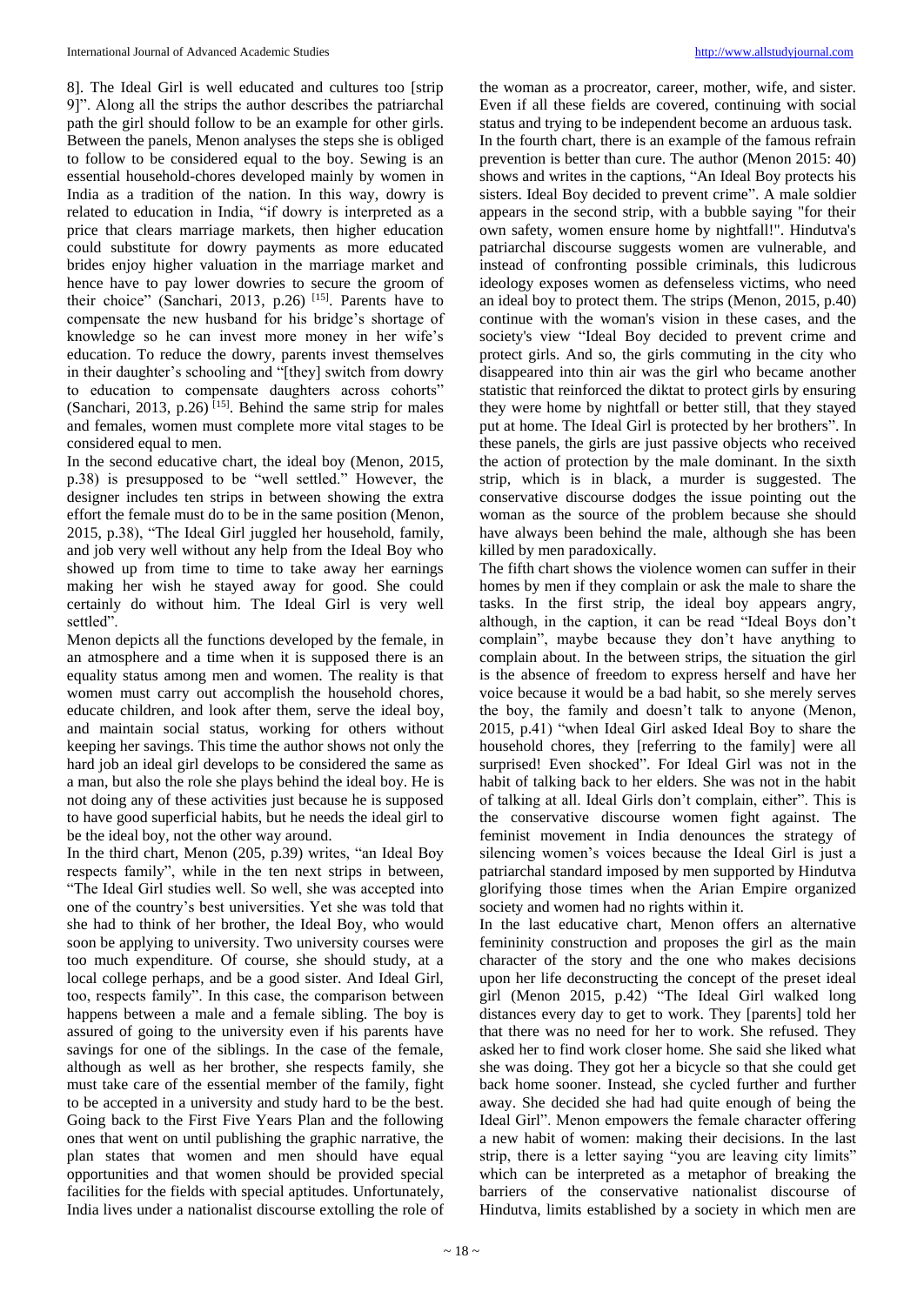8]. The Ideal Girl is well educated and cultures too [strip 9]". Along all the strips the author describes the patriarchal path the girl should follow to be an example for other girls. Between the panels, Menon analyses the steps she is obliged to follow to be considered equal to the boy. Sewing is an essential household-chores developed mainly by women in India as a tradition of the nation. In this way, dowry is related to education in India, "if dowry is interpreted as a price that clears marriage markets, then higher education could substitute for dowry payments as more educated brides enjoy higher valuation in the marriage market and hence have to pay lower dowries to secure the groom of their choice" (Sanchari, 2013, p.26) [15]. Parents have to compensate the new husband for his bridge's shortage of knowledge so he can invest more money in her wife's education. To reduce the dowry, parents invest themselves in their daughter's schooling and "[they] switch from dowry to education to compensate daughters across cohorts" (Sanchari, 2013, p.26) [15]. Behind the same strip for males and females, women must complete more vital stages to be considered equal to men.

In the second educative chart, the ideal boy (Menon, 2015, p.38) is presupposed to be "well settled." However, the designer includes ten strips in between showing the extra effort the female must do to be in the same position (Menon, 2015, p.38), "The Ideal Girl juggled her household, family, and job very well without any help from the Ideal Boy who showed up from time to time to take away her earnings making her wish he stayed away for good. She could certainly do without him. The Ideal Girl is very well settled".

Menon depicts all the functions developed by the female, in an atmosphere and a time when it is supposed there is an equality status among men and women. The reality is that women must carry out accomplish the household chores, educate children, and look after them, serve the ideal boy, and maintain social status, working for others without keeping her savings. This time the author shows not only the hard job an ideal girl develops to be considered the same as a man, but also the role she plays behind the ideal boy. He is not doing any of these activities just because he is supposed to have good superficial habits, but he needs the ideal girl to be the ideal boy, not the other way around.

In the third chart, Menon (205, p.39) writes, "an Ideal Boy respects family", while in the ten next strips in between, "The Ideal Girl studies well. So well, she was accepted into one of the country's best universities. Yet she was told that she had to think of her brother, the Ideal Boy, who would soon be applying to university. Two university courses were too much expenditure. Of course, she should study, at a local college perhaps, and be a good sister. And Ideal Girl, too, respects family". In this case, the comparison between happens between a male and a female sibling. The boy is assured of going to the university even if his parents have savings for one of the siblings. In the case of the female, although as well as her brother, she respects family, she must take care of the essential member of the family, fight to be accepted in a university and study hard to be the best. Going back to the First Five Years Plan and the following ones that went on until publishing the graphic narrative, the plan states that women and men should have equal opportunities and that women should be provided special facilities for the fields with special aptitudes. Unfortunately, India lives under a nationalist discourse extolling the role of the woman as a procreator, career, mother, wife, and sister. Even if all these fields are covered, continuing with social status and trying to be independent become an arduous task.

In the fourth chart, there is an example of the famous refrain prevention is better than cure. The author (Menon 2015: 40) shows and writes in the captions, "An Ideal Boy protects his sisters. Ideal Boy decided to prevent crime". A male soldier appears in the second strip, with a bubble saying "for their own safety, women ensure home by nightfall!". Hindutva's patriarchal discourse suggests women are vulnerable, and instead of confronting possible criminals, this ludicrous ideology exposes women as defenseless victims, who need an ideal boy to protect them. The strips (Menon, 2015, p.40) continue with the woman's vision in these cases, and the society's view "Ideal Boy decided to prevent crime and protect girls. And so, the girls commuting in the city who disappeared into thin air was the girl who became another statistic that reinforced the diktat to protect girls by ensuring they were home by nightfall or better still, that they stayed put at home. The Ideal Girl is protected by her brothers". In these panels, the girls are just passive objects who received the action of protection by the male dominant. In the sixth strip, which is in black, a murder is suggested. The conservative discourse dodges the issue pointing out the woman as the source of the problem because she should have always been behind the male, although she has been killed by men paradoxically.

The fifth chart shows the violence women can suffer in their homes by men if they complain or ask the male to share the tasks. In the first strip, the ideal boy appears angry, although, in the caption, it can be read "Ideal Boys don't complain", maybe because they don't have anything to complain about. In the between strips, the situation the girl is the absence of freedom to express herself and have her voice because it would be a bad habit, so she merely serves the boy, the family and doesn't talk to anyone (Menon, 2015, p.41) "when Ideal Girl asked Ideal Boy to share the household chores, they [referring to the family] were all surprised! Even shocked". For Ideal Girl was not in the habit of talking back to her elders. She was not in the habit of talking at all. Ideal Girls don't complain, either". This is the conservative discourse women fight against. The feminist movement in India denounces the strategy of silencing women's voices because the Ideal Girl is just a patriarchal standard imposed by men supported by Hindutva glorifying those times when the Arian Empire organized society and women had no rights within it.

In the last educative chart, Menon offers an alternative femininity construction and proposes the girl as the main character of the story and the one who makes decisions upon her life deconstructing the concept of the preset ideal girl (Menon 2015, p.42) "The Ideal Girl walked long distances every day to get to work. They [parents] told her that there was no need for her to work. She refused. They asked her to find work closer home. She said she liked what she was doing. They got her a bicycle so that she could get back home sooner. Instead, she cycled further and further away. She decided she had had quite enough of being the Ideal Girl". Menon empowers the female character offering a new habit of women: making their decisions. In the last strip, there is a letter saying "you are leaving city limits" which can be interpreted as a metaphor of breaking the barriers of the conservative nationalist discourse of Hindutva, limits established by a society in which men are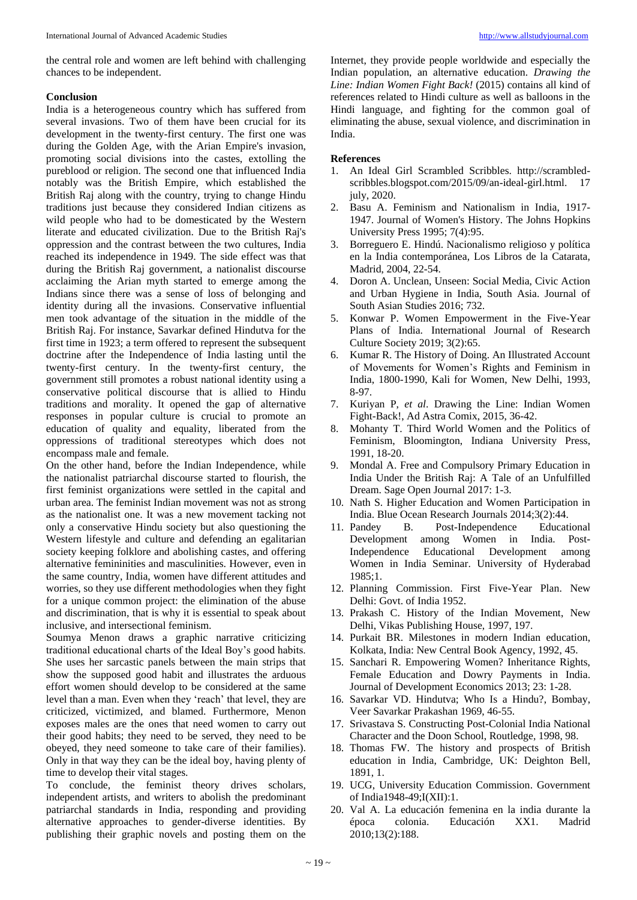the central role and women are left behind with challenging chances to be independent.

## Conclusion

India is a heterogeneous country which has suffered from several invasions. Two of them have been crucial for its development in the twenty-first century. The first one was during the Golden Age, with the Arian Empire's invasion, promoting social divisions into the castes, extolling the pureblood or religion. The second one that influenced India notably was the British Empire, which established the British Raj along with the country, trying to change Hindu traditions just because they considered Indian citizens as wild people who had to be domesticated by the Western literate and educated civilization. Due to the British Raj's oppression and the contrast between the two cultures, India reached its independence in 1949. The side effect was that during the British Raj government, a nationalist discourse acclaiming the Arian myth started to emerge among the Indians since there was a sense of loss of belonging and identity during all the invasions. Conservative influential men took advantage of the situation in the middle of the British Raj. For instance, Savarkar defined Hindutva for the first time in 1923; a term offered to represent the subsequent doctrine after the Independence of India lasting until the twenty-first century. In the twenty-first century, the government still promotes a robust national identity using a conservative political discourse that is allied to Hindu traditions and morality. It opened the gap of alternative responses in popular culture is crucial to promote an education of quality and equality, liberated from the oppressions of traditional stereotypes which does not encompass male and female.

On the other hand, before the Indian Independence, while the nationalist patriarchal discourse started to flourish, the first feminist organizations were settled in the capital and urban area. The feminist Indian movement was not as strong as the nationalist one. It was a new movement tacking not only a conservative Hindu society but also questioning the Western lifestyle and culture and defending an egalitarian society keeping folklore and abolishing castes, and offering alternative femininities and masculinities. However, even in the same country, India, women have different attitudes and worries, so they use different methodologies when they fight for a unique common project: the elimination of the abuse and discrimination, that is why it is essential to speak about inclusive, and intersectional feminism.

Soumya Menon draws a graphic narrative criticizing traditional educational charts of the Ideal Boy's good habits. She uses her sarcastic panels between the main strips that show the supposed good habit and illustrates the arduous effort women should develop to be considered at the same level than a man. Even when they 'reach' that level, they are criticized, victimized, and blamed. Furthermore, Menon exposes males are the ones that need women to carry out their good habits; they need to be served, they need to be obeyed, they need someone to take care of their families). Only in that way they can be the ideal boy, having plenty of time to develop their vital stages.

To conclude, the feminist theory drives scholars, independent artists, and writers to abolish the predominant patriarchal standards in India, responding and providing alternative approaches to gender-diverse identities. By publishing their graphic novels and posting them on the Internet, they provide people worldwide and especially the Indian population, an alternative education. *Drawing the Line: Indian Women Fight Back!* (2015) contains all kind of references related to Hindi culture as well as balloons in the Hindi language, and fighting for the common goal of eliminating the abuse, sexual violence, and discrimination in India.

## References

1. An Ideal Girl Scrambled Scribbles. http://scrambled-scribbles.blogspot.com/2015/09/an-ideal-girl.html. 17 july, 2020.
2. Basu A. Feminism and Nationalism in India, 1917-1947. Journal of Women's History. The Johns Hopkins University Press 1995; 7(4):95.
3. Borreguero E. Hindú. Nacionalismo religioso y política en la India contemporánea, Los Libros de la Catarata, Madrid, 2004, 22-54.
4. Doron A. Unclean, Unseen: Social Media, Civic Action and Urban Hygiene in India, South Asia. Journal of South Asian Studies 2016; 732.
5. Konwar P. Women Empowerment in the Five-Year Plans of India. International Journal of Research Culture Society 2019; 3(2):65.
6. Kumar R. The History of Doing. An Illustrated Account of Movements for Women's Rights and Feminism in India, 1800-1990, Kali for Women, New Delhi, 1993, 8-97.
7. Kuriyan P, *et al*. Drawing the Line: Indian Women Fight-Back!, Ad Astra Comix, 2015, 36-42.
8. Mohanty T. Third World Women and the Politics of Feminism, Bloomington, Indiana University Press, 1991, 18-20.
9. Mondal A. Free and Compulsory Primary Education in India Under the British Raj: A Tale of an Unfulfilled Dream. Sage Open Journal 2017: 1-3.
10. Nath S. Higher Education and Women Participation in India. Blue Ocean Research Journals 2014;3(2):44.
11. Pandey B. Post-Independence Educational Development among Women in India. Post-Independence Educational Development among Women in India Seminar. University of Hyderabad 1985;1.
12. Planning Commission. First Five-Year Plan. New Delhi: Govt. of India 1952.
13. Prakash C. History of the Indian Movement, New Delhi, Vikas Publishing House, 1997, 197.
14. Purkait BR. Milestones in modern Indian education, Kolkata, India: New Central Book Agency, 1992, 45.
15. Sanchari R. Empowering Women? Inheritance Rights, Female Education and Dowry Payments in India. Journal of Development Economics 2013; 23: 1-28.
16. Savarkar VD. Hindutva; Who Is a Hindu?, Bombay, Veer Savarkar Prakashan 1969, 46-55.
17. Srivastava S. Constructing Post-Colonial India National Character and the Doon School, Routledge, 1998, 98.
18. Thomas FW. The history and prospects of British education in India, Cambridge, UK: Deighton Bell, 1891, 1.
19. UCG, University Education Commission. Government of India1948-49;I(XII):1.
20. Val A. La educación femenina en la india durante la época colonia. Educación XX1. Madrid 2010;13(2):188.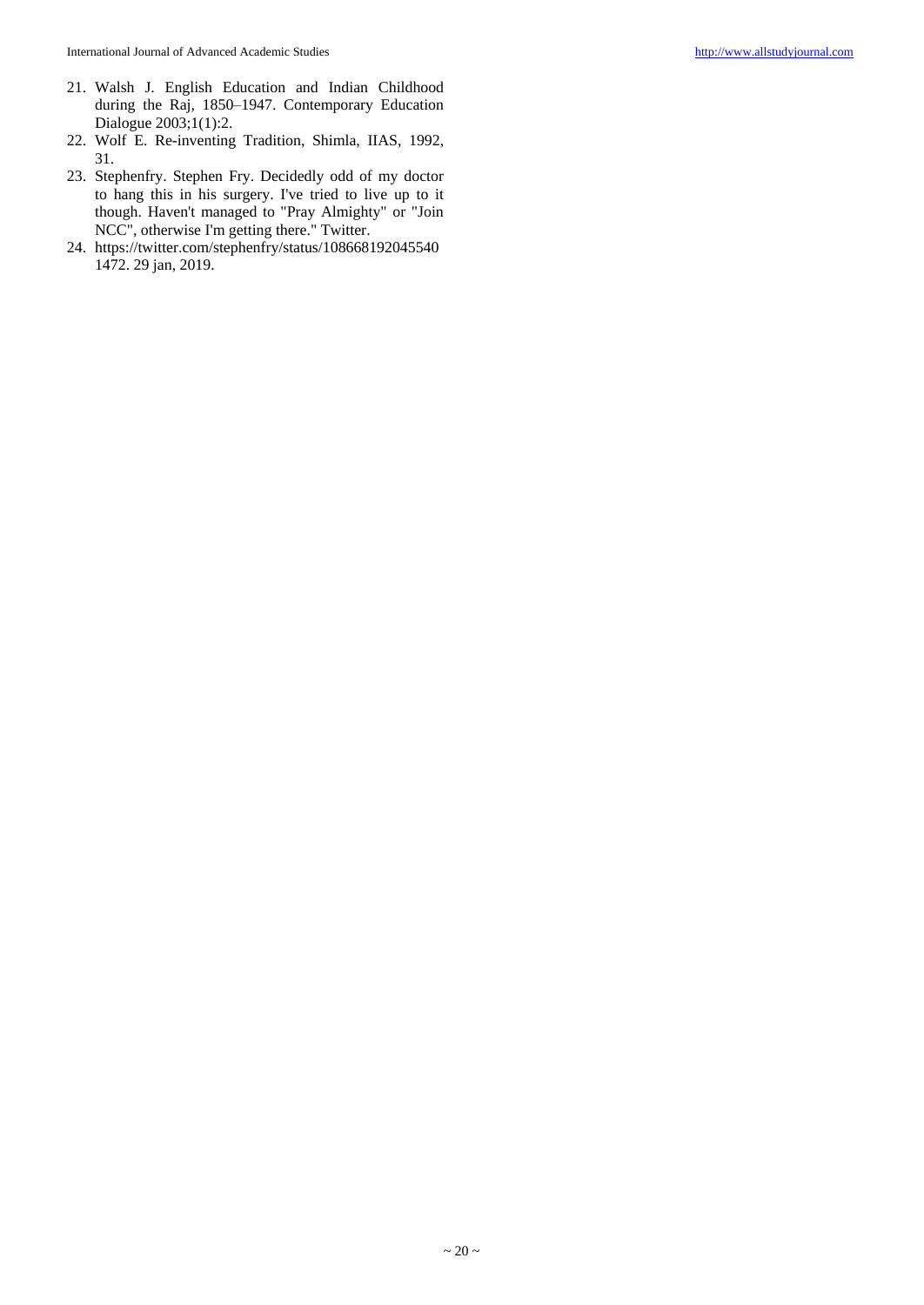21. Walsh J. English Education and Indian Childhood during the Raj, 1850–1947. Contemporary Education Dialogue 2003;1(1):2.
22. Wolf E. Re-inventing Tradition, Shimla, IIAS, 1992, 31.
23. Stephenfry. Stephen Fry. Decidedly odd of my doctor to hang this in his surgery. I've tried to live up to it though. Haven't managed to "Pray Almighty" or "Join NCC", otherwise I'm getting there." Twitter.
24. https://twitter.com/stephenfry/status/1086681920455401472. 29 jan, 2019.